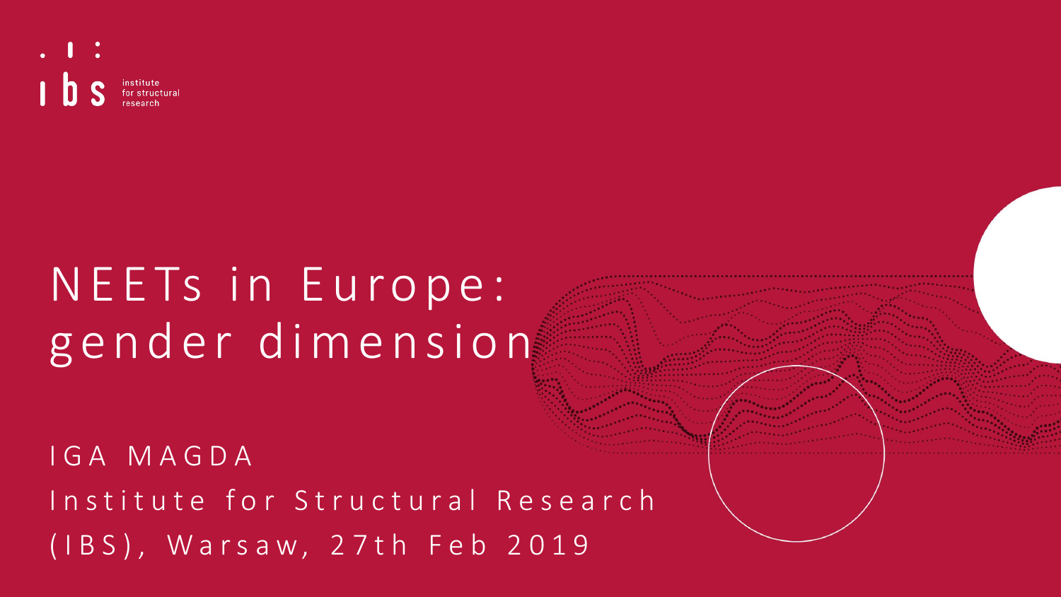ibs institute for structural research

# NEETs in Europe: gender dimension

IGA MAGDA

Institute for Structural Research (IBS), Warsaw, 27th Feb 2019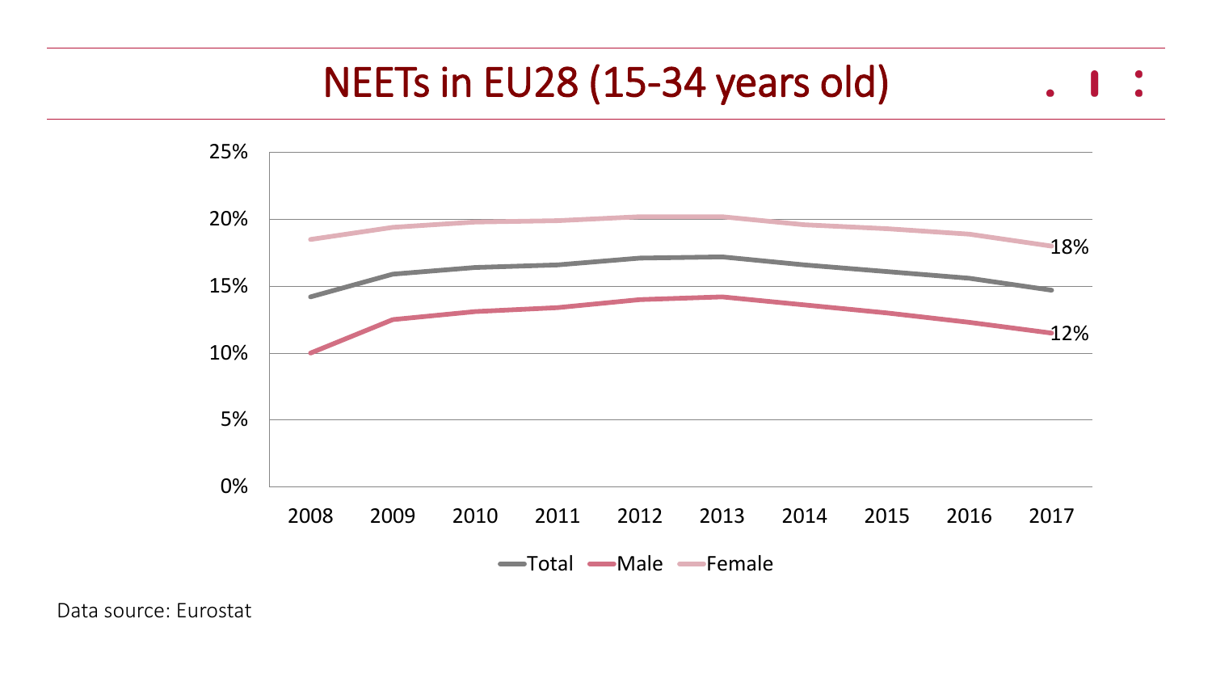# NEETs in EU28 (15-34 years old)

25%
20%
15%
10%
5%
0%

2008 2009 2010 2011 2012 2013 2014 2015 2016 2017

18%

12%

Total Male Female

Data source: Eurostat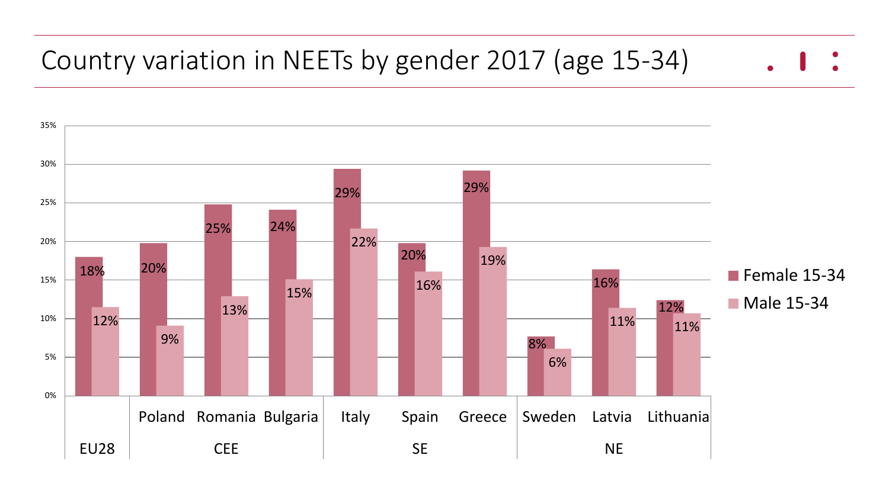# Country variation in NEETs by gender 2017 (age 15-34)

| Region | Country | Female 15-34 | Male 15-34 |
|---|---|---|---|
| EU28 | | 18% | 12% |
| CEE | Poland | 20% | 9% |
| CEE | Romania | 25% | 13% |
| CEE | Bulgaria | 24% | 15% |
| SE | Italy | 29% | 22% |
| SE | Spain | 20% | 16% |
| SE | Greece | 29% | 19% |
| NE | Sweden | 8% | 6% |
| NE | Latvia | 16% | 11% |
| NE | Lithuania | 12% | 11% |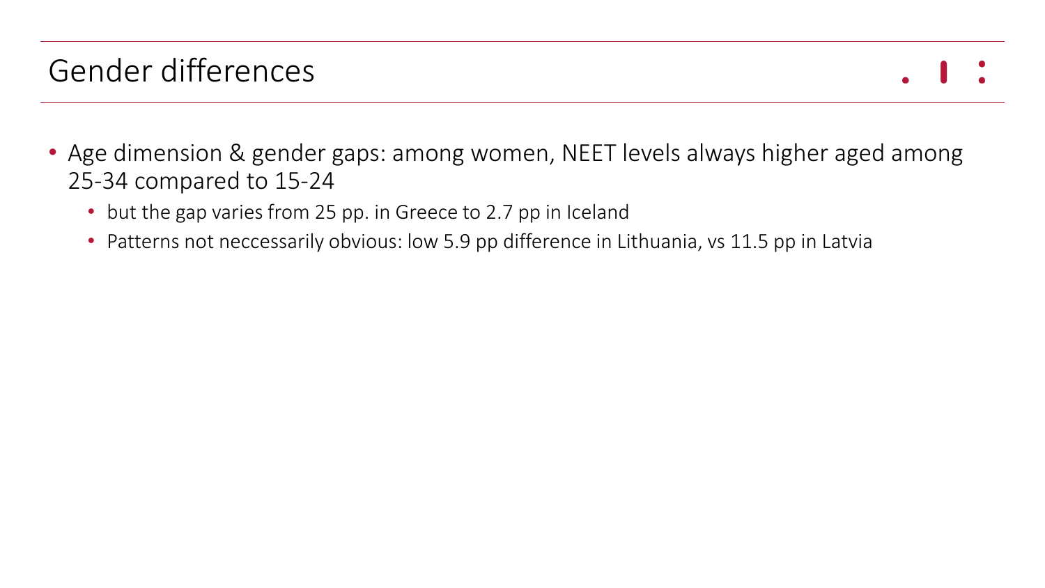# Gender differences

- Age dimension & gender gaps: among women, NEET levels always higher aged among 25-34 compared to 15-24
  - but the gap varies from 25 pp. in Greece to 2.7 pp in Iceland
  - Patterns not neccessarily obvious: low 5.9 pp difference in Lithuania, vs 11.5 pp in Latvia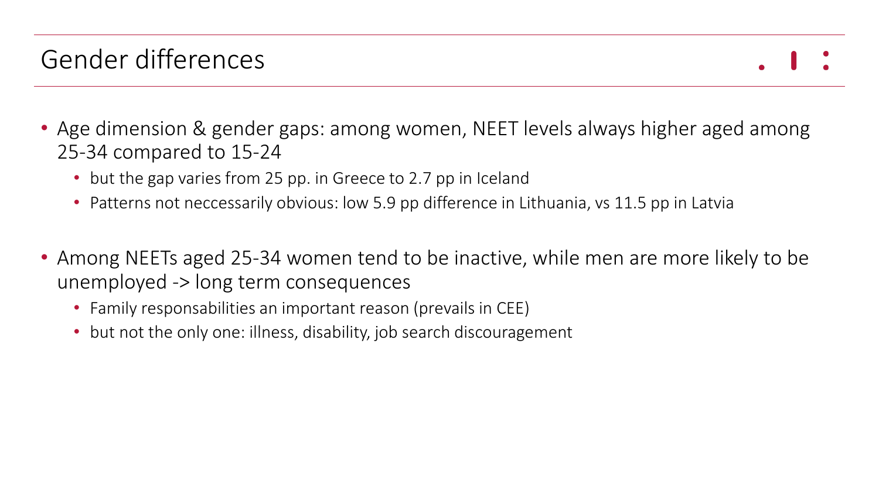# Gender differences

- Age dimension & gender gaps: among women, NEET levels always higher aged among 25-34 compared to 15-24
  - but the gap varies from 25 pp. in Greece to 2.7 pp in Iceland
  - Patterns not neccessarily obvious: low 5.9 pp difference in Lithuania, vs 11.5 pp in Latvia
- Among NEETs aged 25-34 women tend to be inactive, while men are more likely to be unemployed -> long term consequences
  - Family responsabilities an important reason (prevails in CEE)
  - but not the only one: illness, disability, job search discouragement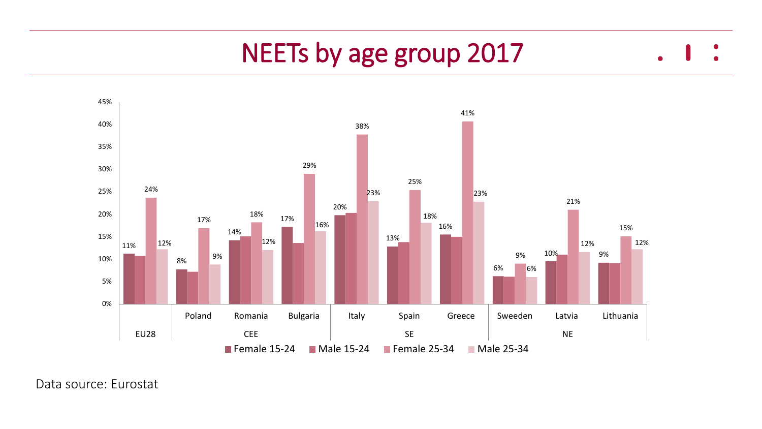# NEETs by age group 2017

| Group | Country | Female 15-24 | Male 15-24 | Female 25-34 | Male 25-34 |
|---|---|---|---|---|---|
| EU28 | | 11% | | 24% | 12% |
| CEE | Poland | 8% | | 17% | 9% |
| | Romania | 14% | | 18% | 12% |
| | Bulgaria | 17% | | 29% | 16% |
| SE | Italy | 20% | | 38% | 23% |
| | Spain | 13% | | 25% | 18% |
| | Greece | 16% | | 41% | 23% |
| NE | Sweeden | 6% | | 9% | 6% |
| | Latvia | 10% | | 21% | 12% |
| | Lithuania | 9% | | 15% | 12% |

Data source: Eurostat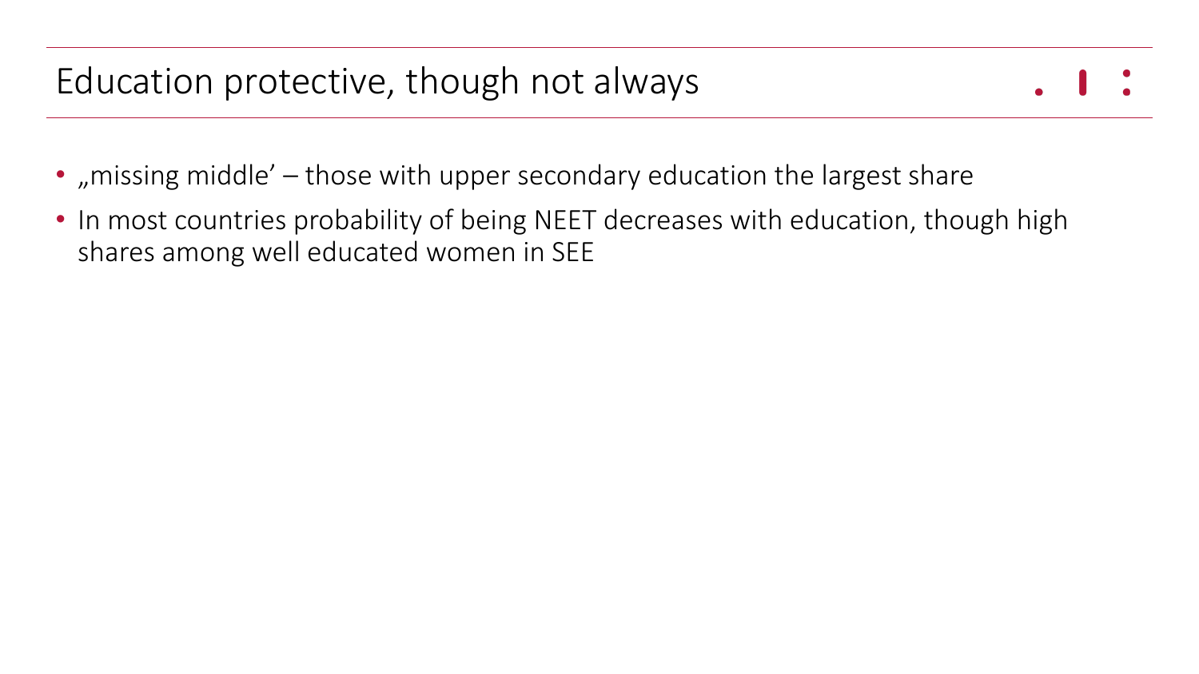# Education protective, though not always

- „missing middle' – those with upper secondary education the largest share
- In most countries probability of being NEET decreases with education, though high shares among well educated women in SEE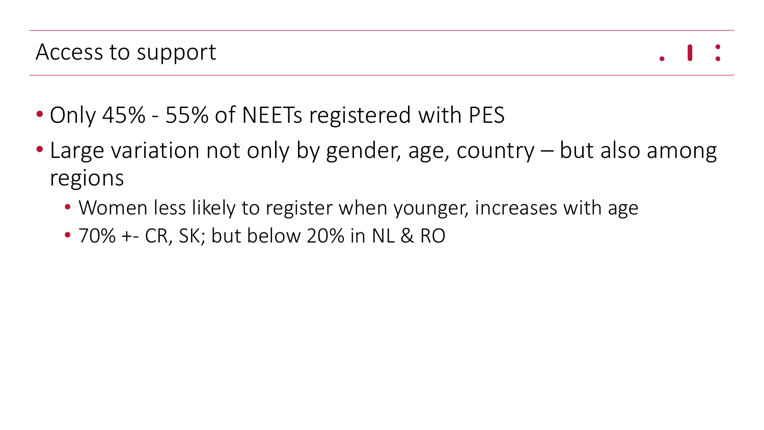## Access to support

- Only 45% - 55% of NEETs registered with PES
- Large variation not only by gender, age, country – but also among regions
  - Women less likely to register when younger, increases with age
  - 70% +- CR, SK; but below 20% in NL & RO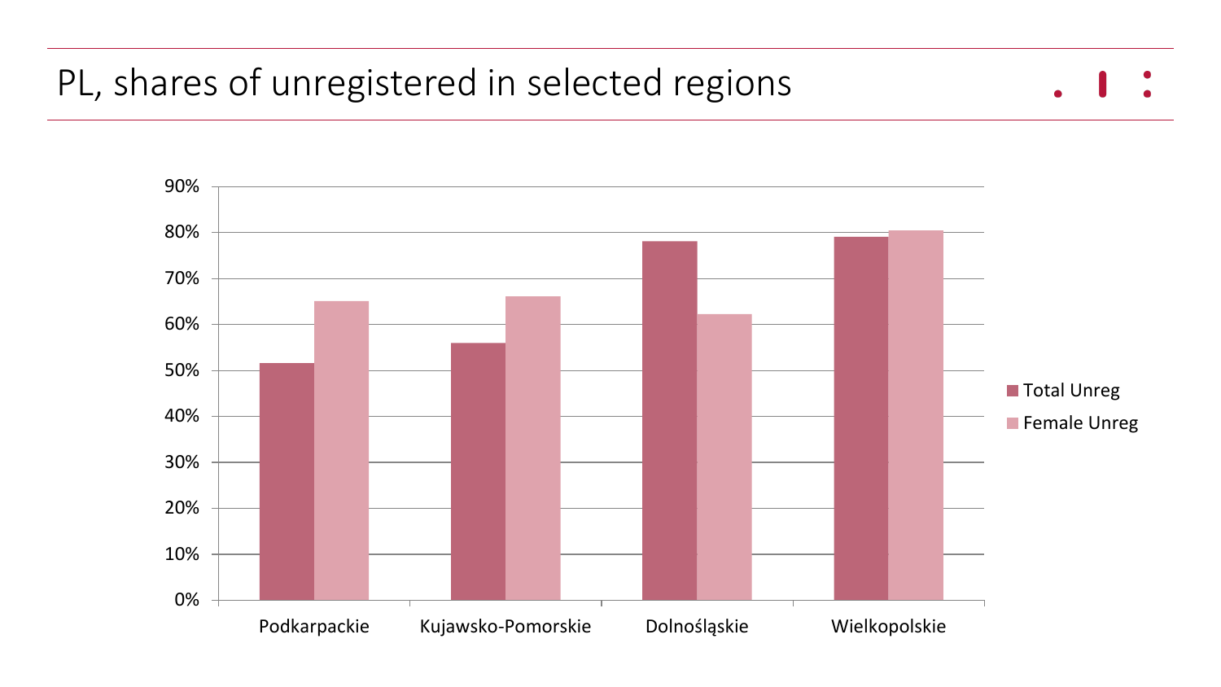# PL, shares of unregistered in selected regions

| Region | Total Unreg | Female Unreg |
|---|---|---|
| Podkarpackie | 52% | 65% |
| Kujawsko-Pomorskie | 56% | 66% |
| Dolnośląskie | 78% | 62% |
| Wielkopolskie | 79% | 80% |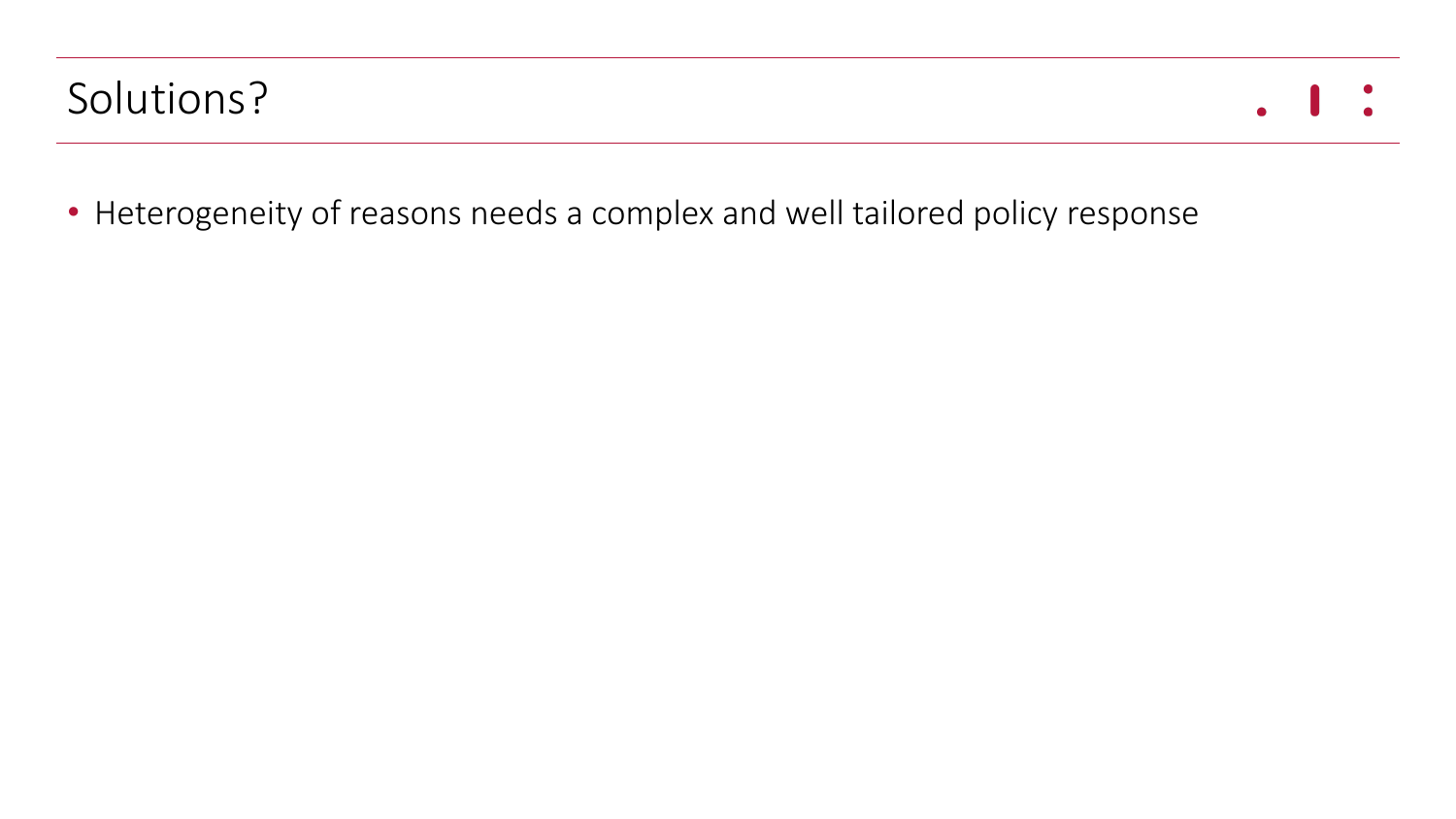# Solutions?

- Heterogeneity of reasons needs a complex and well tailored policy response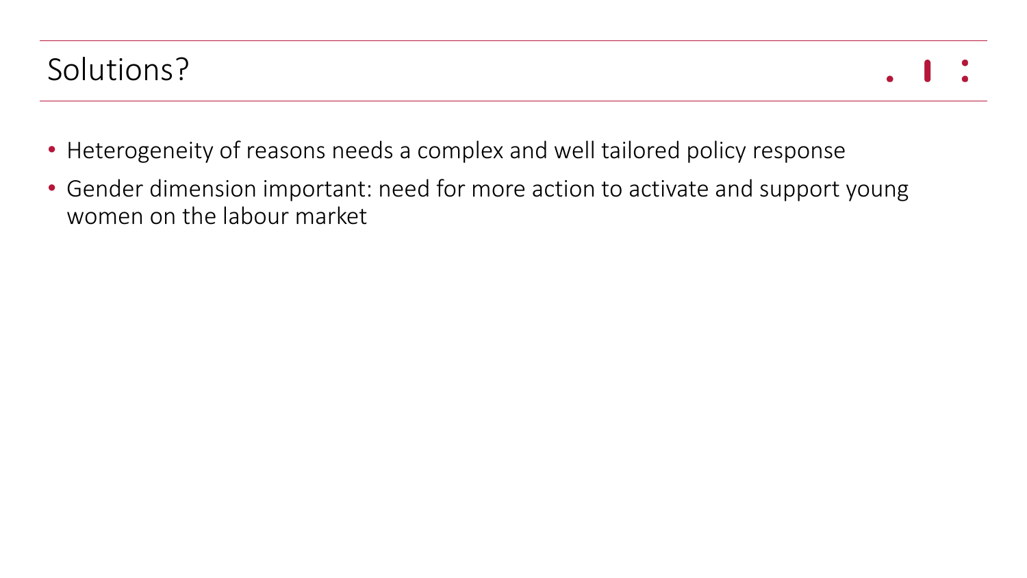# Solutions?

- Heterogeneity of reasons needs a complex and well tailored policy response
- Gender dimension important: need for more action to activate and support young women on the labour market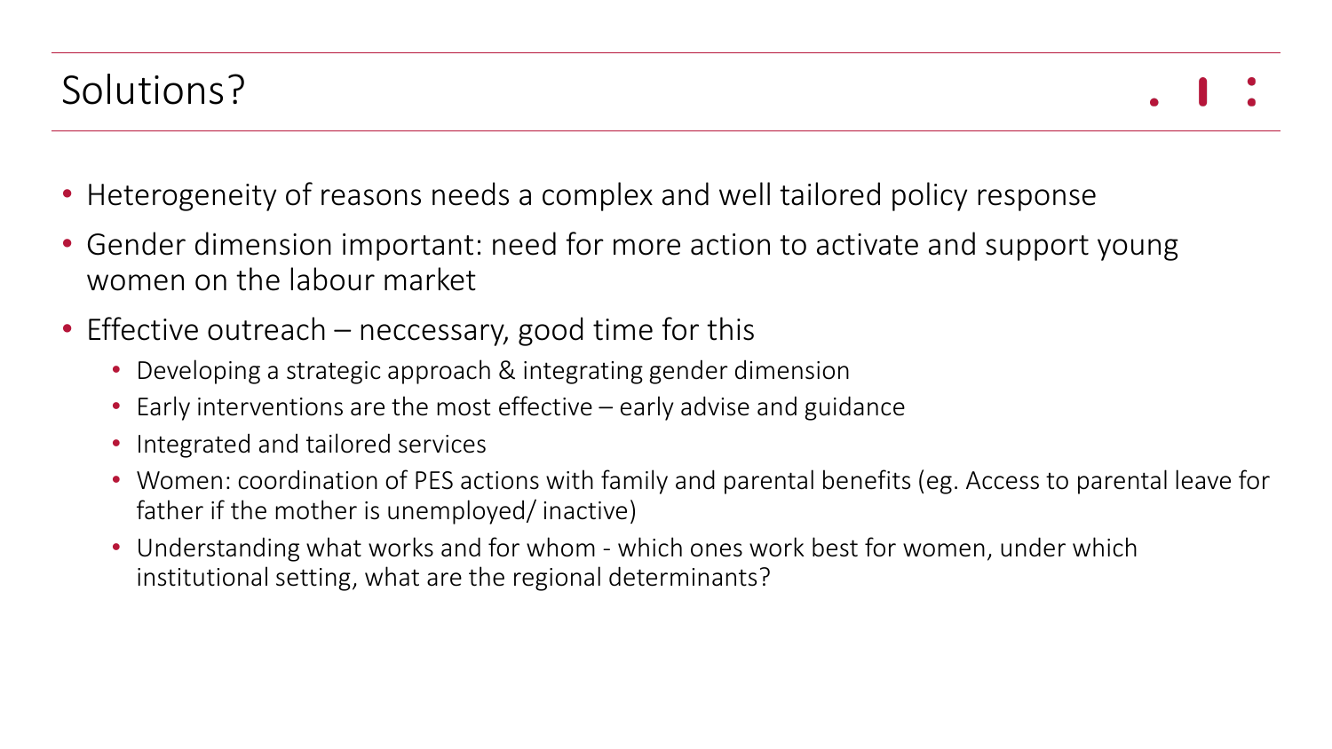# Solutions?

- Heterogeneity of reasons needs a complex and well tailored policy response
- Gender dimension important: need for more action to activate and support young women on the labour market
- Effective outreach – neccessary, good time for this
  - Developing a strategic approach & integrating gender dimension
  - Early interventions are the most effective – early advise and guidance
  - Integrated and tailored services
  - Women: coordination of PES actions with family and parental benefits (eg. Access to parental leave for father if the mother is unemployed/ inactive)
  - Understanding what works and for whom - which ones work best for women, under which institutional setting, what are the regional determinants?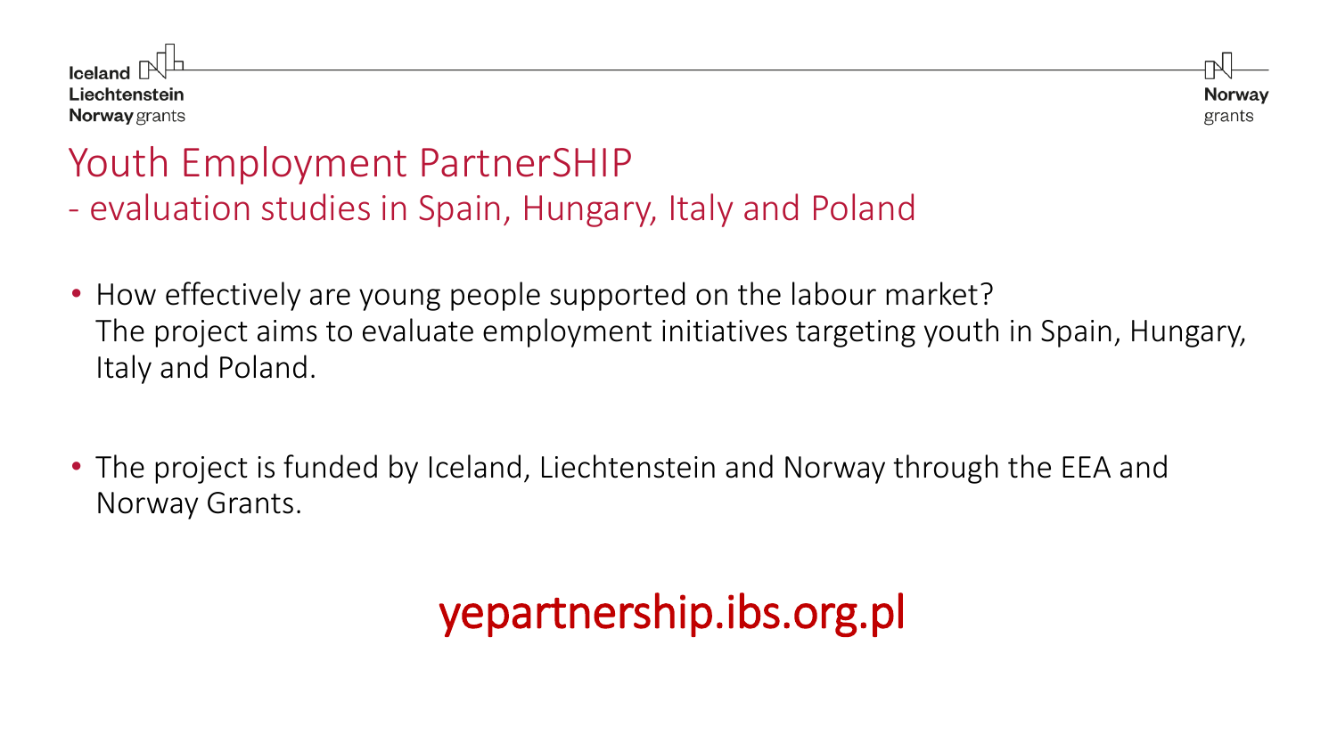# Youth Employment PartnerSHIP

## - evaluation studies in Spain, Hungary, Italy and Poland

- How effectively are young people supported on the labour market?
  The project aims to evaluate employment initiatives targeting youth in Spain, Hungary, Italy and Poland.

- The project is funded by Iceland, Liechtenstein and Norway through the EEA and Norway Grants.

**yepartnership.ibs.org.pl**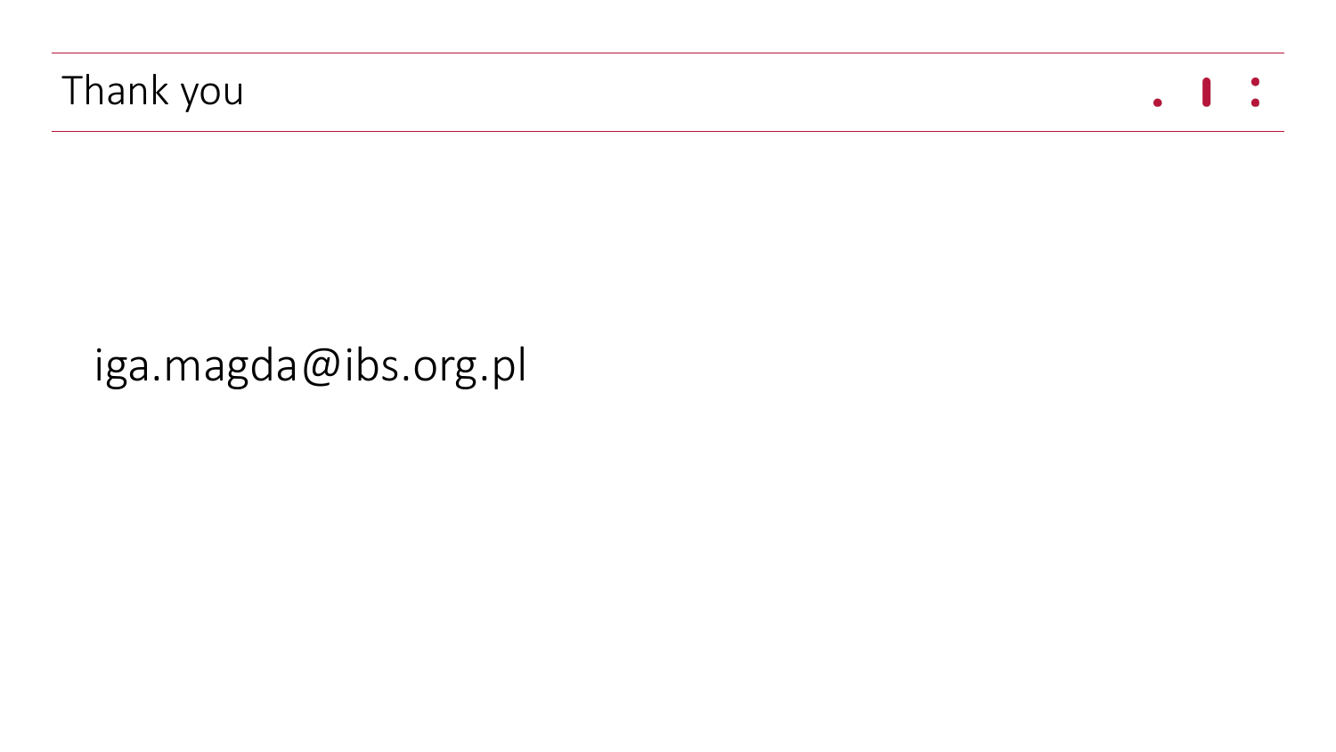# Thank you

iga.magda@ibs.org.pl